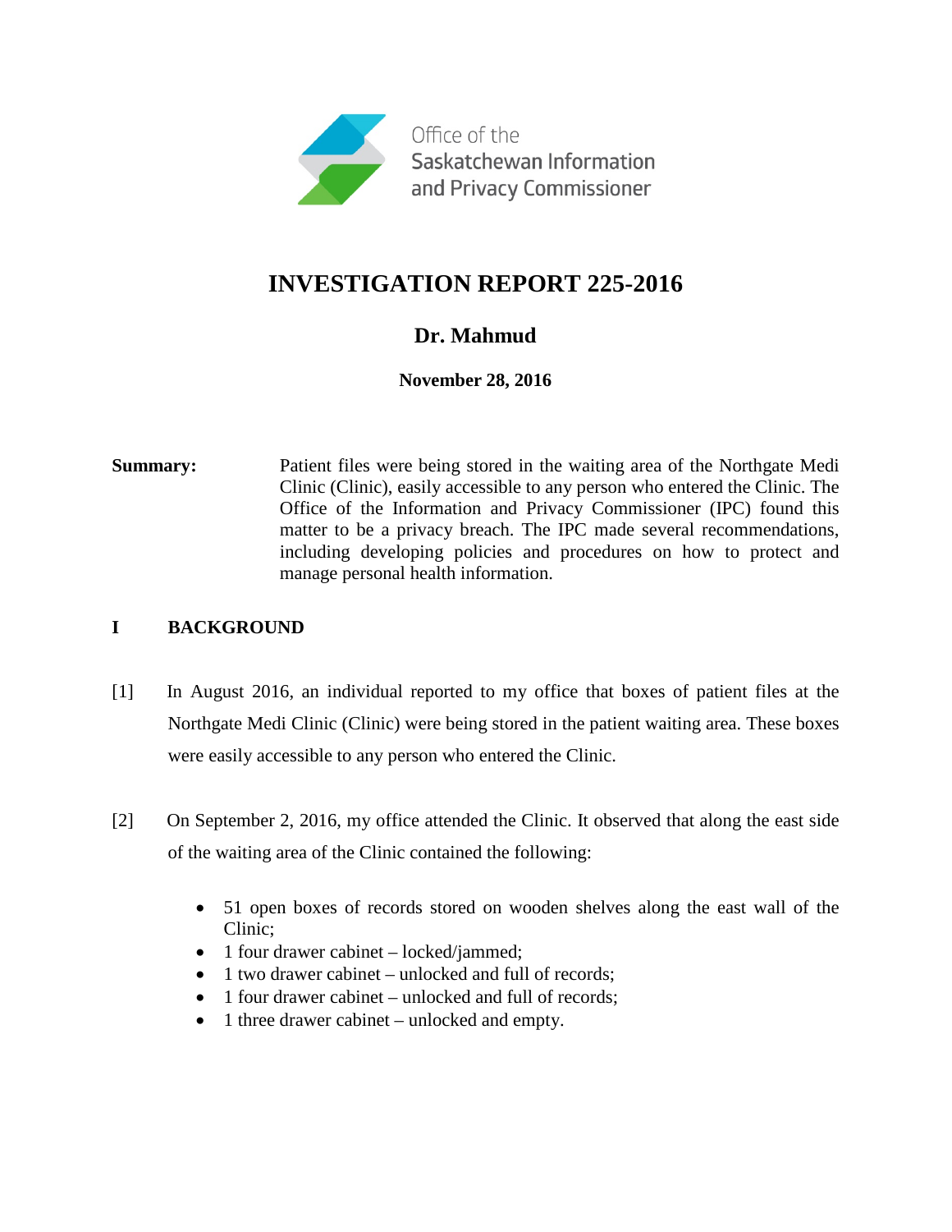Office of the Saskatchewan Information and Privacy Commissioner

# INVESTIGATION REPORT 225-2016

## Dr. Mahmud

**November 28, 2016**

**Summary:** Patient files were being stored in the waiting area of the Northgate Medi Clinic (Clinic), easily accessible to any person who entered the Clinic. The Office of the Information and Privacy Commissioner (IPC) found this matter to be a privacy breach. The IPC made several recommendations, including developing policies and procedures on how to protect and manage personal health information.

## I BACKGROUND

[1] In August 2016, an individual reported to my office that boxes of patient files at the Northgate Medi Clinic (Clinic) were being stored in the patient waiting area. These boxes were easily accessible to any person who entered the Clinic.

[2] On September 2, 2016, my office attended the Clinic. It observed that along the east side of the waiting area of the Clinic contained the following:

- 51 open boxes of records stored on wooden shelves along the east wall of the Clinic;
- 1 four drawer cabinet – locked/jammed;
- 1 two drawer cabinet – unlocked and full of records;
- 1 four drawer cabinet – unlocked and full of records;
- 1 three drawer cabinet – unlocked and empty.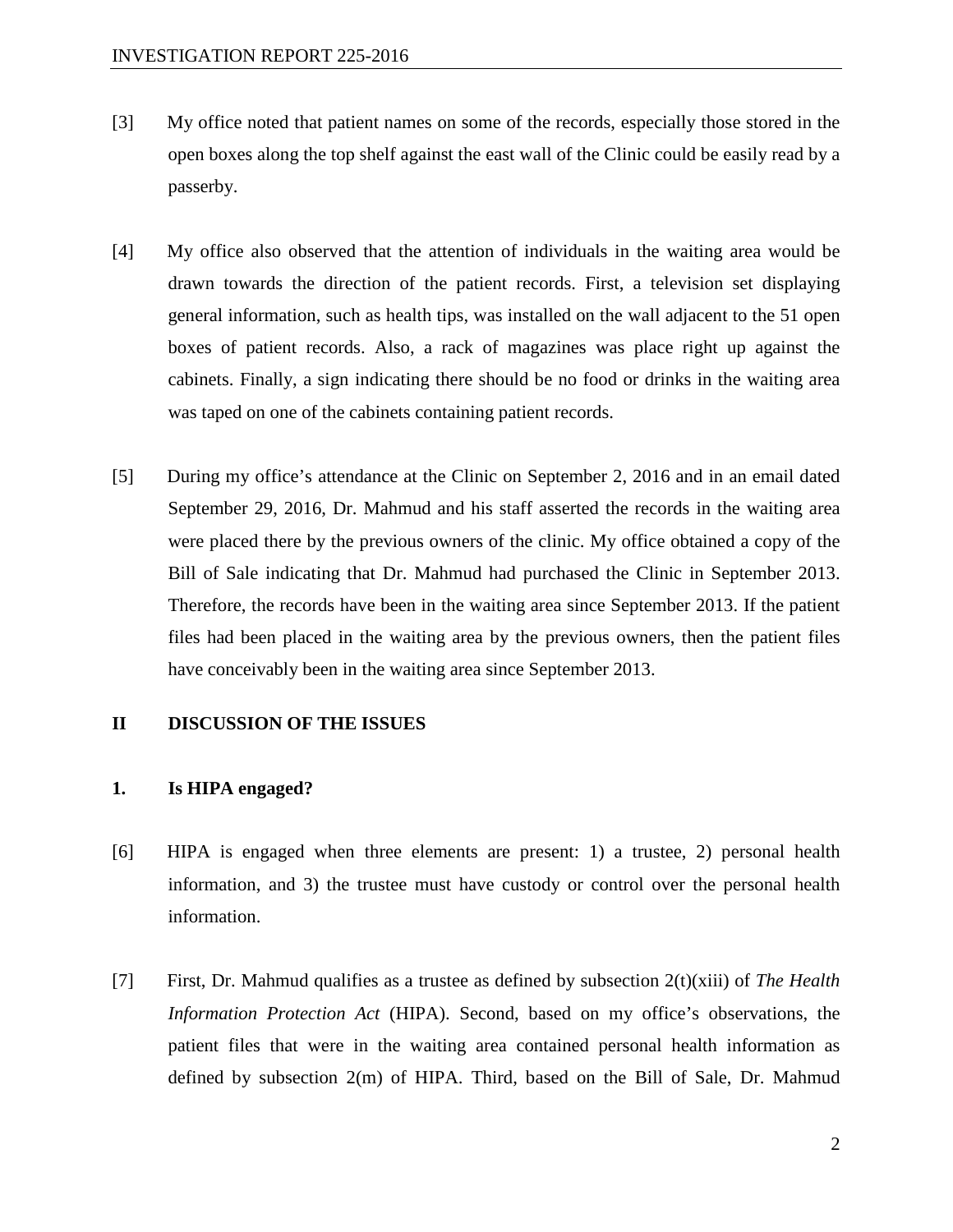[3] My office noted that patient names on some of the records, especially those stored in the open boxes along the top shelf against the east wall of the Clinic could be easily read by a passerby.

[4] My office also observed that the attention of individuals in the waiting area would be drawn towards the direction of the patient records. First, a television set displaying general information, such as health tips, was installed on the wall adjacent to the 51 open boxes of patient records. Also, a rack of magazines was place right up against the cabinets. Finally, a sign indicating there should be no food or drinks in the waiting area was taped on one of the cabinets containing patient records.

[5] During my office's attendance at the Clinic on September 2, 2016 and in an email dated September 29, 2016, Dr. Mahmud and his staff asserted the records in the waiting area were placed there by the previous owners of the clinic. My office obtained a copy of the Bill of Sale indicating that Dr. Mahmud had purchased the Clinic in September 2013. Therefore, the records have been in the waiting area since September 2013. If the patient files had been placed in the waiting area by the previous owners, then the patient files have conceivably been in the waiting area since September 2013.

## II DISCUSSION OF THE ISSUES

### 1. Is HIPA engaged?

[6] HIPA is engaged when three elements are present: 1) a trustee, 2) personal health information, and 3) the trustee must have custody or control over the personal health information.

[7] First, Dr. Mahmud qualifies as a trustee as defined by subsection 2(t)(xiii) of *The Health Information Protection Act* (HIPA). Second, based on my office's observations, the patient files that were in the waiting area contained personal health information as defined by subsection 2(m) of HIPA. Third, based on the Bill of Sale, Dr. Mahmud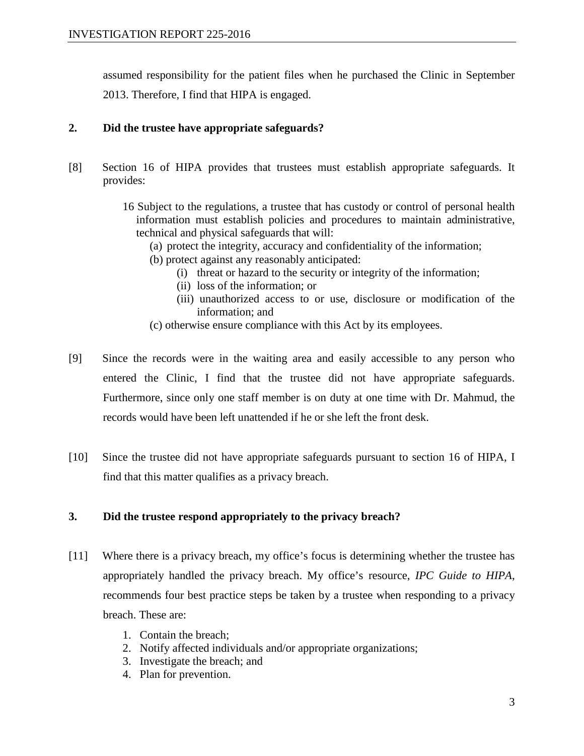assumed responsibility for the patient files when he purchased the Clinic in September 2013. Therefore, I find that HIPA is engaged.

## 2. Did the trustee have appropriate safeguards?

[8] Section 16 of HIPA provides that trustees must establish appropriate safeguards. It provides:

> 16 Subject to the regulations, a trustee that has custody or control of personal health information must establish policies and procedures to maintain administrative, technical and physical safeguards that will:
>
> (a) protect the integrity, accuracy and confidentiality of the information;
>
> (b) protect against any reasonably anticipated:
>
> (i) threat or hazard to the security or integrity of the information;
>
> (ii) loss of the information; or
>
> (iii) unauthorized access to or use, disclosure or modification of the information; and
>
> (c) otherwise ensure compliance with this Act by its employees.

[9] Since the records were in the waiting area and easily accessible to any person who entered the Clinic, I find that the trustee did not have appropriate safeguards. Furthermore, since only one staff member is on duty at one time with Dr. Mahmud, the records would have been left unattended if he or she left the front desk.

[10] Since the trustee did not have appropriate safeguards pursuant to section 16 of HIPA, I find that this matter qualifies as a privacy breach.

## 3. Did the trustee respond appropriately to the privacy breach?

[11] Where there is a privacy breach, my office's focus is determining whether the trustee has appropriately handled the privacy breach. My office's resource, *IPC Guide to HIPA*, recommends four best practice steps be taken by a trustee when responding to a privacy breach. These are:

1. Contain the breach;
2. Notify affected individuals and/or appropriate organizations;
3. Investigate the breach; and
4. Plan for prevention.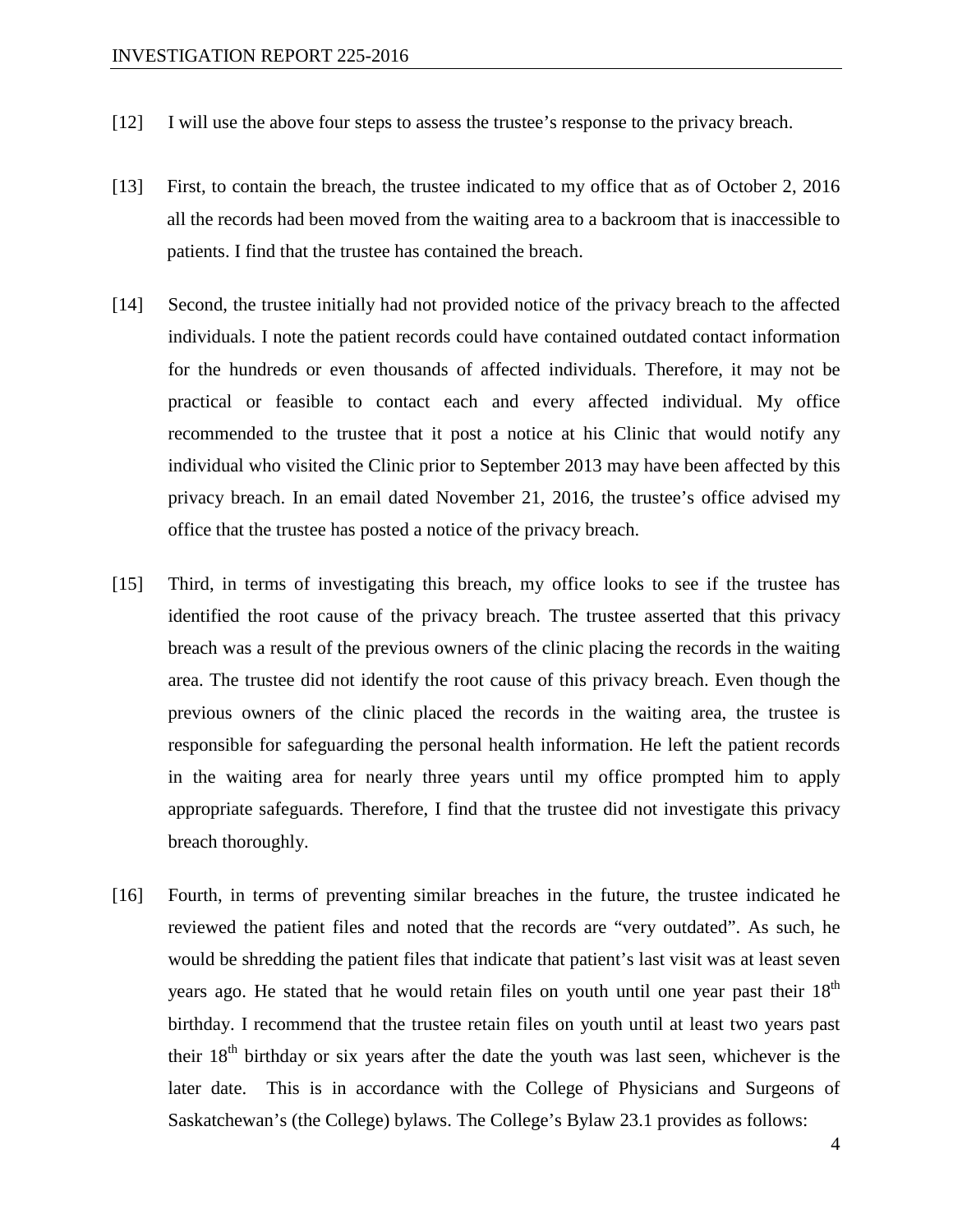[12] I will use the above four steps to assess the trustee's response to the privacy breach.

[13] First, to contain the breach, the trustee indicated to my office that as of October 2, 2016 all the records had been moved from the waiting area to a backroom that is inaccessible to patients. I find that the trustee has contained the breach.

[14] Second, the trustee initially had not provided notice of the privacy breach to the affected individuals. I note the patient records could have contained outdated contact information for the hundreds or even thousands of affected individuals. Therefore, it may not be practical or feasible to contact each and every affected individual. My office recommended to the trustee that it post a notice at his Clinic that would notify any individual who visited the Clinic prior to September 2013 may have been affected by this privacy breach. In an email dated November 21, 2016, the trustee's office advised my office that the trustee has posted a notice of the privacy breach.

[15] Third, in terms of investigating this breach, my office looks to see if the trustee has identified the root cause of the privacy breach. The trustee asserted that this privacy breach was a result of the previous owners of the clinic placing the records in the waiting area. The trustee did not identify the root cause of this privacy breach. Even though the previous owners of the clinic placed the records in the waiting area, the trustee is responsible for safeguarding the personal health information. He left the patient records in the waiting area for nearly three years until my office prompted him to apply appropriate safeguards. Therefore, I find that the trustee did not investigate this privacy breach thoroughly.

[16] Fourth, in terms of preventing similar breaches in the future, the trustee indicated he reviewed the patient files and noted that the records are "very outdated". As such, he would be shredding the patient files that indicate that patient's last visit was at least seven years ago. He stated that he would retain files on youth until one year past their 18th birthday. I recommend that the trustee retain files on youth until at least two years past their 18th birthday or six years after the date the youth was last seen, whichever is the later date. This is in accordance with the College of Physicians and Surgeons of Saskatchewan's (the College) bylaws. The College's Bylaw 23.1 provides as follows: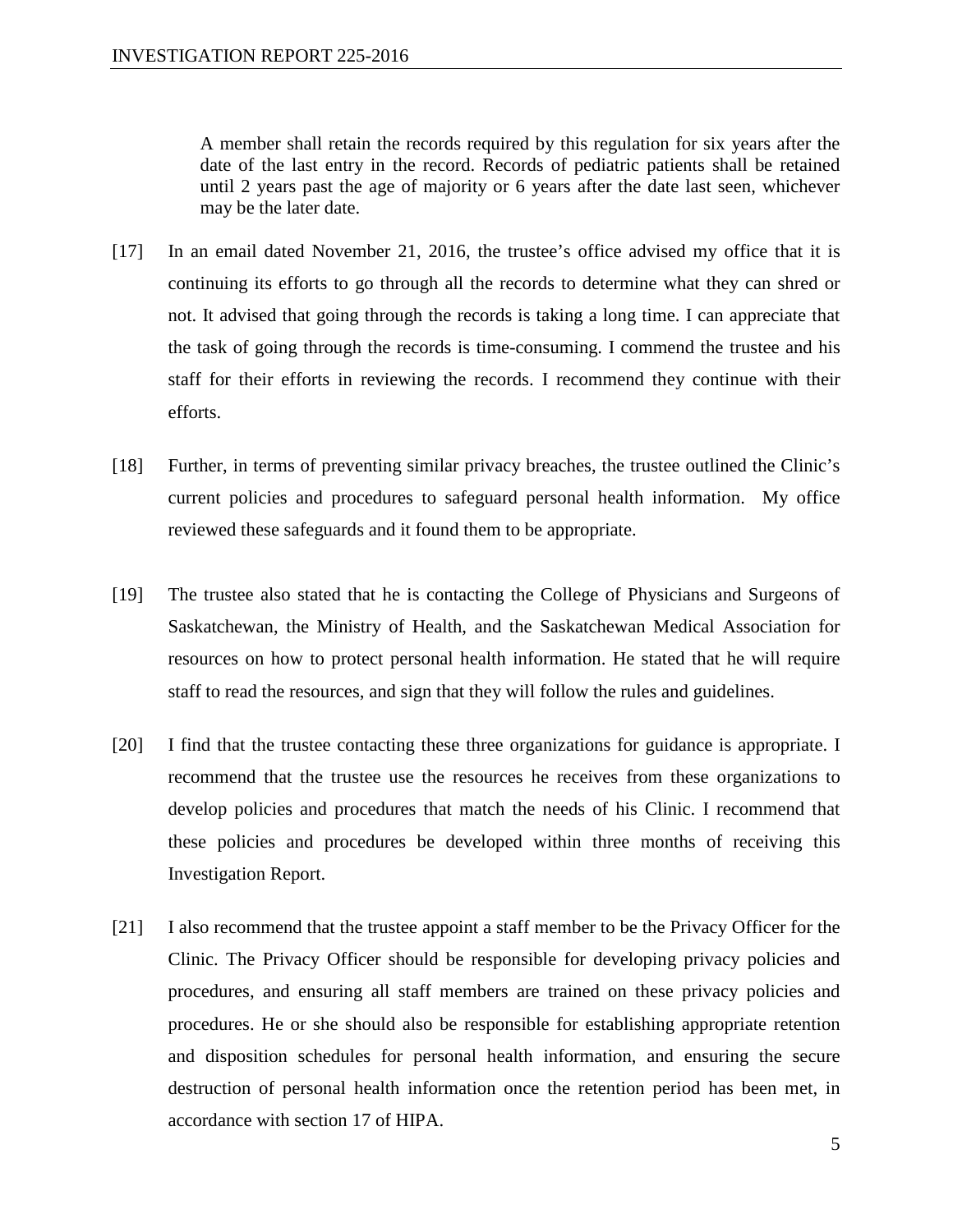> A member shall retain the records required by this regulation for six years after the date of the last entry in the record. Records of pediatric patients shall be retained until 2 years past the age of majority or 6 years after the date last seen, whichever may be the later date.

[17] In an email dated November 21, 2016, the trustee's office advised my office that it is continuing its efforts to go through all the records to determine what they can shred or not. It advised that going through the records is taking a long time. I can appreciate that the task of going through the records is time-consuming. I commend the trustee and his staff for their efforts in reviewing the records. I recommend they continue with their efforts.

[18] Further, in terms of preventing similar privacy breaches, the trustee outlined the Clinic's current policies and procedures to safeguard personal health information. My office reviewed these safeguards and it found them to be appropriate.

[19] The trustee also stated that he is contacting the College of Physicians and Surgeons of Saskatchewan, the Ministry of Health, and the Saskatchewan Medical Association for resources on how to protect personal health information. He stated that he will require staff to read the resources, and sign that they will follow the rules and guidelines.

[20] I find that the trustee contacting these three organizations for guidance is appropriate. I recommend that the trustee use the resources he receives from these organizations to develop policies and procedures that match the needs of his Clinic. I recommend that these policies and procedures be developed within three months of receiving this Investigation Report.

[21] I also recommend that the trustee appoint a staff member to be the Privacy Officer for the Clinic. The Privacy Officer should be responsible for developing privacy policies and procedures, and ensuring all staff members are trained on these privacy policies and procedures. He or she should also be responsible for establishing appropriate retention and disposition schedules for personal health information, and ensuring the secure destruction of personal health information once the retention period has been met, in accordance with section 17 of HIPA.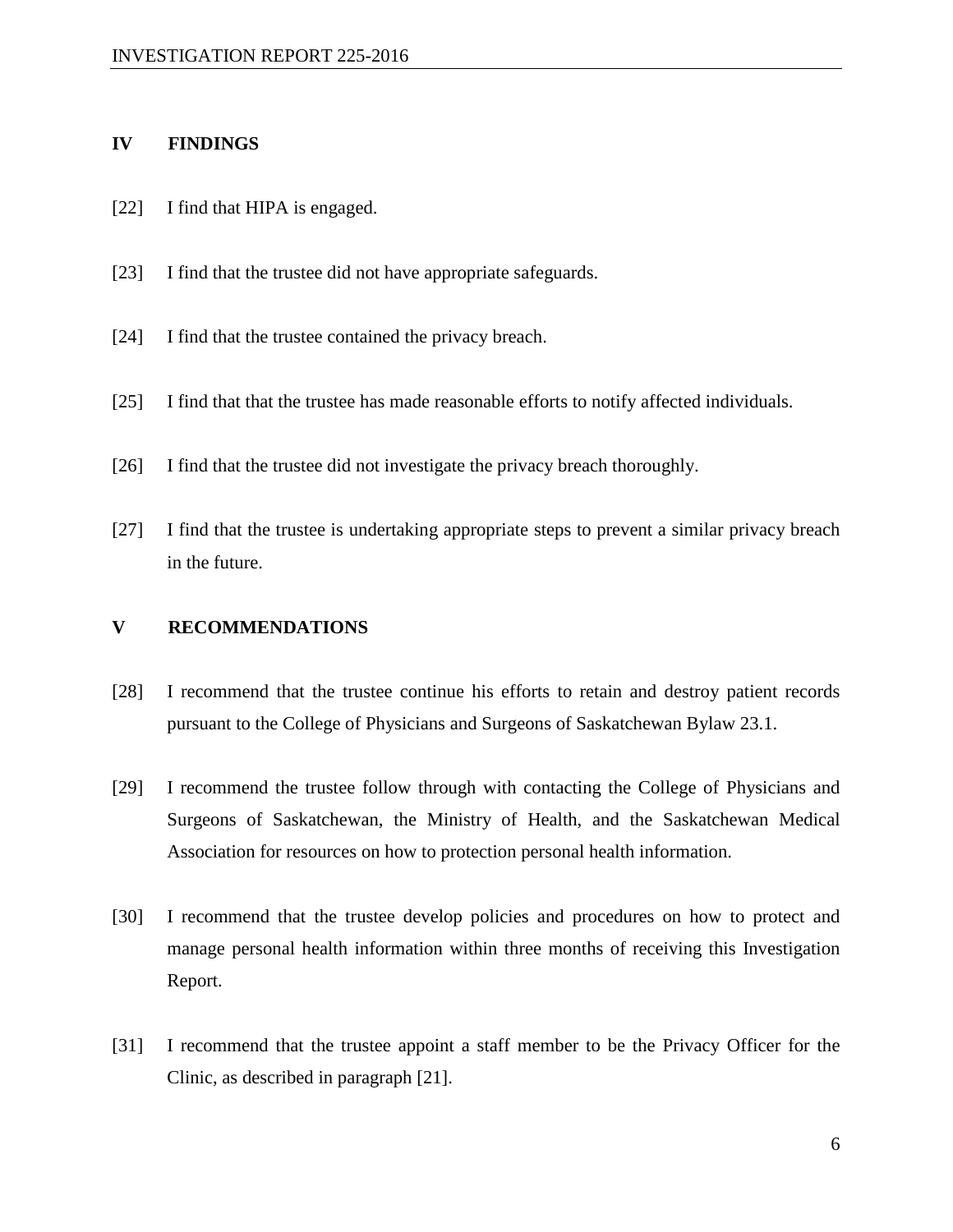## IV FINDINGS

[22] I find that HIPA is engaged.

[23] I find that the trustee did not have appropriate safeguards.

[24] I find that the trustee contained the privacy breach.

[25] I find that that the trustee has made reasonable efforts to notify affected individuals.

[26] I find that the trustee did not investigate the privacy breach thoroughly.

[27] I find that the trustee is undertaking appropriate steps to prevent a similar privacy breach in the future.

## V RECOMMENDATIONS

[28] I recommend that the trustee continue his efforts to retain and destroy patient records pursuant to the College of Physicians and Surgeons of Saskatchewan Bylaw 23.1.

[29] I recommend the trustee follow through with contacting the College of Physicians and Surgeons of Saskatchewan, the Ministry of Health, and the Saskatchewan Medical Association for resources on how to protection personal health information.

[30] I recommend that the trustee develop policies and procedures on how to protect and manage personal health information within three months of receiving this Investigation Report.

[31] I recommend that the trustee appoint a staff member to be the Privacy Officer for the Clinic, as described in paragraph [21].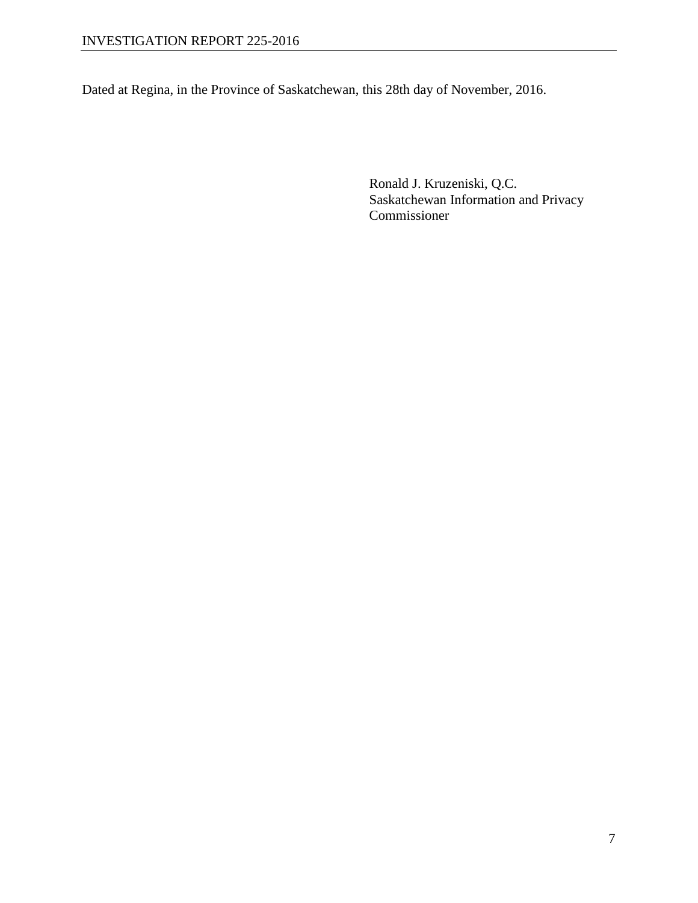Dated at Regina, in the Province of Saskatchewan, this 28th day of November, 2016.

Ronald J. Kruzeniski, Q.C.
Saskatchewan Information and Privacy Commissioner